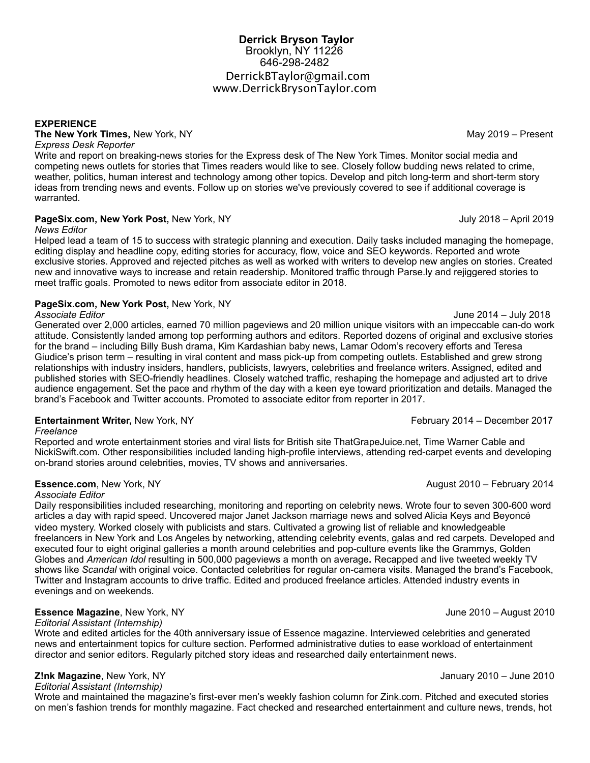# Derrick Bryson Taylor

Brooklyn, NY 11226
646-298-2482
DerrickBTaylor@gmail.com
www.DerrickBrysonTaylor.com

## EXPERIENCE

**The New York Times,** New York, NY — May 2019 – Present
*Express Desk Reporter*
Write and report on breaking-news stories for the Express desk of The New York Times. Monitor social media and competing news outlets for stories that Times readers would like to see. Closely follow budding news related to crime, weather, politics, human interest and technology among other topics. Develop and pitch long-term and short-term story ideas from trending news and events. Follow up on stories we've previously covered to see if additional coverage is warranted.

**PageSix.com, New York Post,** New York, NY — July 2018 – April 2019
*News Editor*
Helped lead a team of 15 to success with strategic planning and execution. Daily tasks included managing the homepage, editing display and headline copy, editing stories for accuracy, flow, voice and SEO keywords. Reported and wrote exclusive stories. Approved and rejected pitches as well as worked with writers to develop new angles on stories. Created new and innovative ways to increase and retain readership. Monitored traffic through Parse.ly and rejiggered stories to meet traffic goals. Promoted to news editor from associate editor in 2018.

**PageSix.com, New York Post,** New York, NY
*Associate Editor* — June 2014 – July 2018
Generated over 2,000 articles, earned 70 million pageviews and 20 million unique visitors with an impeccable can-do work attitude. Consistently landed among top performing authors and editors. Reported dozens of original and exclusive stories for the brand – including Billy Bush drama, Kim Kardashian baby news, Lamar Odom's recovery efforts and Teresa Giudice's prison term – resulting in viral content and mass pick-up from competing outlets. Established and grew strong relationships with industry insiders, handlers, publicists, lawyers, celebrities and freelance writers. Assigned, edited and published stories with SEO-friendly headlines. Closely watched traffic, reshaping the homepage and adjusted art to drive audience engagement. Set the pace and rhythm of the day with a keen eye toward prioritization and details. Managed the brand's Facebook and Twitter accounts. Promoted to associate editor from reporter in 2017.

**Entertainment Writer,** New York, NY — February 2014 – December 2017
*Freelance*
Reported and wrote entertainment stories and viral lists for British site ThatGrapeJuice.net, Time Warner Cable and NickiSwift.com. Other responsibilities included landing high-profile interviews, attending red-carpet events and developing on-brand stories around celebrities, movies, TV shows and anniversaries.

**Essence.com**, New York, NY — August 2010 – February 2014
*Associate Editor*
Daily responsibilities included researching, monitoring and reporting on celebrity news. Wrote four to seven 300-600 word articles a day with rapid speed. Uncovered major Janet Jackson marriage news and solved Alicia Keys and Beyoncé video mystery. Worked closely with publicists and stars. Cultivated a growing list of reliable and knowledgeable freelancers in New York and Los Angeles by networking, attending celebrity events, galas and red carpets. Developed and executed four to eight original galleries a month around celebrities and pop-culture events like the Grammys, Golden Globes and *American Idol* resulting in 500,000 pageviews a month on average**.** Recapped and live tweeted weekly TV shows like *Scandal* with original voice. Contacted celebrities for regular on-camera visits. Managed the brand's Facebook, Twitter and Instagram accounts to drive traffic. Edited and produced freelance articles. Attended industry events in evenings and on weekends.

**Essence Magazine**, New York, NY — June 2010 – August 2010
*Editorial Assistant (Internship)*
Wrote and edited articles for the 40th anniversary issue of Essence magazine. Interviewed celebrities and generated news and entertainment topics for culture section. Performed administrative duties to ease workload of entertainment director and senior editors. Regularly pitched story ideas and researched daily entertainment news.

**Z!nk Magazine**, New York, NY — January 2010 – June 2010
*Editorial Assistant (Internship)*
Wrote and maintained the magazine's first-ever men's weekly fashion column for Zink.com. Pitched and executed stories on men's fashion trends for monthly magazine. Fact checked and researched entertainment and culture news, trends, hot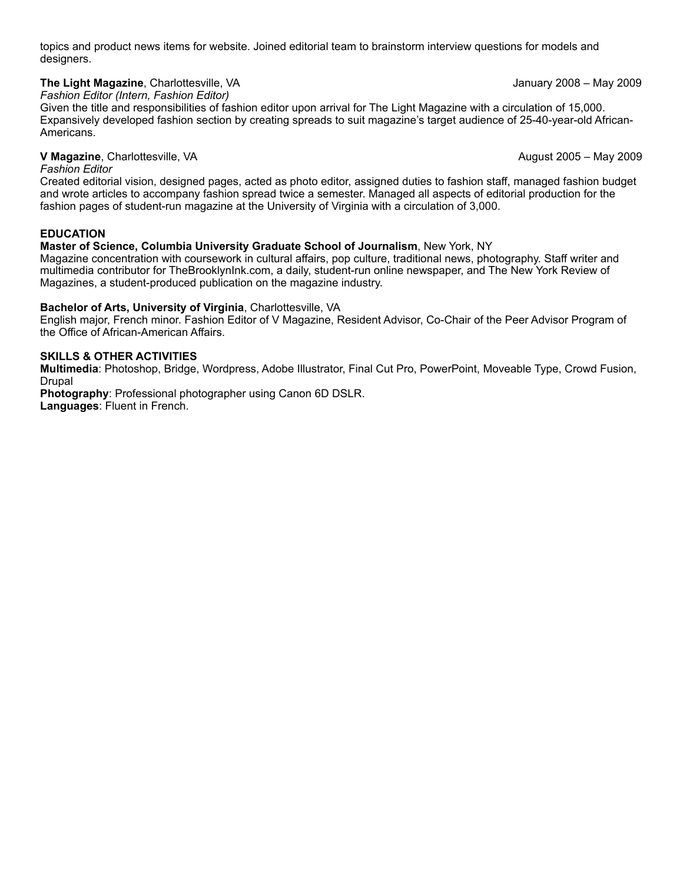topics and product news items for website. Joined editorial team to brainstorm interview questions for models and designers.

**The Light Magazine**, Charlottesville, VA January 2008 – May 2009
*Fashion Editor (Intern, Fashion Editor)*
Given the title and responsibilities of fashion editor upon arrival for The Light Magazine with a circulation of 15,000. Expansively developed fashion section by creating spreads to suit magazine's target audience of 25-40-year-old African-Americans.

**V Magazine**, Charlottesville, VA August 2005 – May 2009
*Fashion Editor*
Created editorial vision, designed pages, acted as photo editor, assigned duties to fashion staff, managed fashion budget and wrote articles to accompany fashion spread twice a semester. Managed all aspects of editorial production for the fashion pages of student-run magazine at the University of Virginia with a circulation of 3,000.

## EDUCATION

**Master of Science, Columbia University Graduate School of Journalism**, New York, NY
Magazine concentration with coursework in cultural affairs, pop culture, traditional news, photography. Staff writer and multimedia contributor for TheBrooklynInk.com, a daily, student-run online newspaper, and The New York Review of Magazines, a student-produced publication on the magazine industry.

**Bachelor of Arts, University of Virginia**, Charlottesville, VA
English major, French minor. Fashion Editor of V Magazine, Resident Advisor, Co-Chair of the Peer Advisor Program of the Office of African-American Affairs.

## SKILLS & OTHER ACTIVITIES

**Multimedia**: Photoshop, Bridge, Wordpress, Adobe Illustrator, Final Cut Pro, PowerPoint, Moveable Type, Crowd Fusion, Drupal
**Photography**: Professional photographer using Canon 6D DSLR.
**Languages**: Fluent in French.